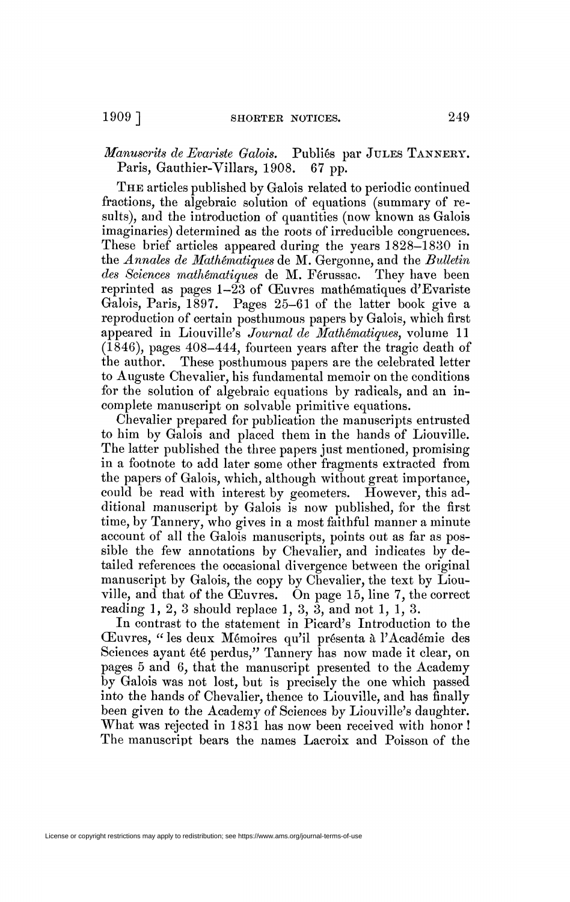*Manuscrits de Evariste Galois.* Publiés par JULES TANNERY. Paris, Gauthier-Villars, 1908. 67 pp.

THE articles published by Galois related to periodic continued fractions, the algebraic solution of equations (summary of results), and the introduction of quantities (now known as Galois imaginaries) determined as the roots of irreducible congruences. These brief articles appeared during the years 1828–1830 in the *Annales de Mathématiques* de M. Gergonne, and the *Bulletin des Sciences mathématiques* de M. Férussac. They have been reprinted as pages 1–23 of Œuvres mathématiques d'Evariste Galois, Paris, 1897. Pages 25–61 of the latter book give a reproduction of certain posthumous papers by Galois, which first appeared in Liouville's *Journal de Mathématiques*, volume 11 (1846), pages 408–444, fourteen years after the tragic death of the author. These posthumous papers are the celebrated letter to Auguste Chevalier, his fundamental memoir on the conditions for the solution of algebraic equations by radicals, and an incomplete manuscript on solvable primitive equations.

Chevalier prepared for publication the manuscripts entrusted to him by Galois and placed them in the hands of Liouville. The latter published the three papers just mentioned, promising in a footnote to add later some other fragments extracted from the papers of Galois, which, although without great importance, could be read with interest by geometers. However, this additional manuscript by Galois is now published, for the first time, by Tannery, who gives in a most faithful manner a minute account of all the Galois manuscripts, points out as far as possible the few annotations by Chevalier, and indicates by detailed references the occasional divergence between the original manuscript by Galois, the copy by Chevalier, the text by Liouville, and that of the Œuvres. On page 15, line 7, the correct reading 1, 2, 3 should replace 1, 3, 3, and not 1, 1, 3.

In contrast to the statement in Picard's Introduction to the Œuvres, "les deux Mémoires qu'il présenta à l'Académie des Sciences ayant été perdus," Tannery has now made it clear, on pages 5 and 6, that the manuscript presented to the Academy by Galois was not lost, but is precisely the one which passed into the hands of Chevalier, thence to Liouville, and has finally been given to the Academy of Sciences by Liouville's daughter. What was rejected in 1831 has now been received with honor! The manuscript bears the names Lacroix and Poisson of the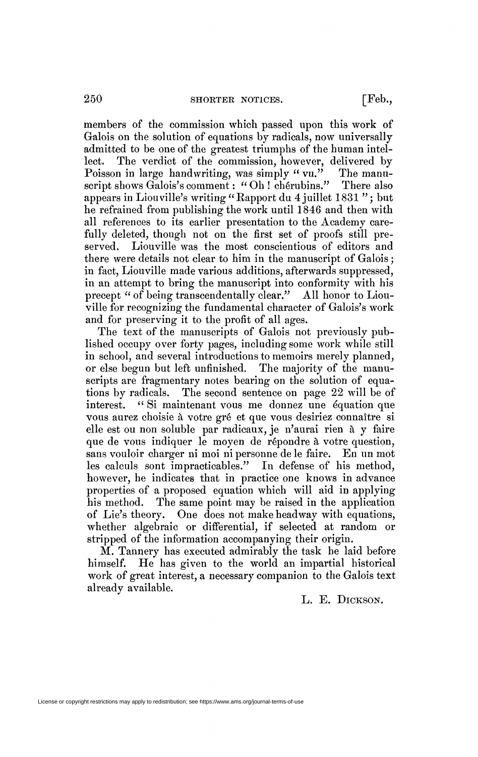members of the commission which passed upon this work of Galois on the solution of equations by radicals, now universally admitted to be one of the greatest triumphs of the human intellect. The verdict of the commission, however, delivered by Poisson in large handwriting, was simply "vu." The manuscript shows Galois's comment: "Oh! chérubins." There also appears in Liouville's writing "Rapport du 4 juillet 1831"; but he refrained from publishing the work until 1846 and then with all references to its earlier presentation to the Academy carefully deleted, though not on the first set of proofs still preserved. Liouville was the most conscientious of editors and there were details not clear to him in the manuscript of Galois; in fact, Liouville made various additions, afterwards suppressed, in an attempt to bring the manuscript into conformity with his precept "of being transcendentally clear." All honor to Liouville for recognizing the fundamental character of Galois's work and for preserving it to the profit of all ages.

The text of the manuscripts of Galois not previously published occupy over forty pages, including some work while still in school, and several introductions to memoirs merely planned, or else begun but left unfinished. The majority of the manuscripts are fragmentary notes bearing on the solution of equations by radicals. The second sentence on page 22 will be of interest. "Si maintenant vous me donnez une équation que vous aurez choisie à votre gré et que vous desiriez connaître si elle est ou non soluble par radicaux, je n'aurai rien à y faire que de vous indiquer le moyen de répondre à votre question, sans vouloir charger ni moi ni personne de le faire. En un mot les calculs sont impracticables." In defense of his method, however, he indicates that in practice one knows in advance properties of a proposed equation which will aid in applying his method. The same point may be raised in the application of Lie's theory. One does not make headway with equations, whether algebraic or differential, if selected at random or stripped of the information accompanying their origin.

M. Tannery has executed admirably the task he laid before himself. He has given to the world an impartial historical work of great interest, a necessary companion to the Galois text already available.

L. E. DICKSON.